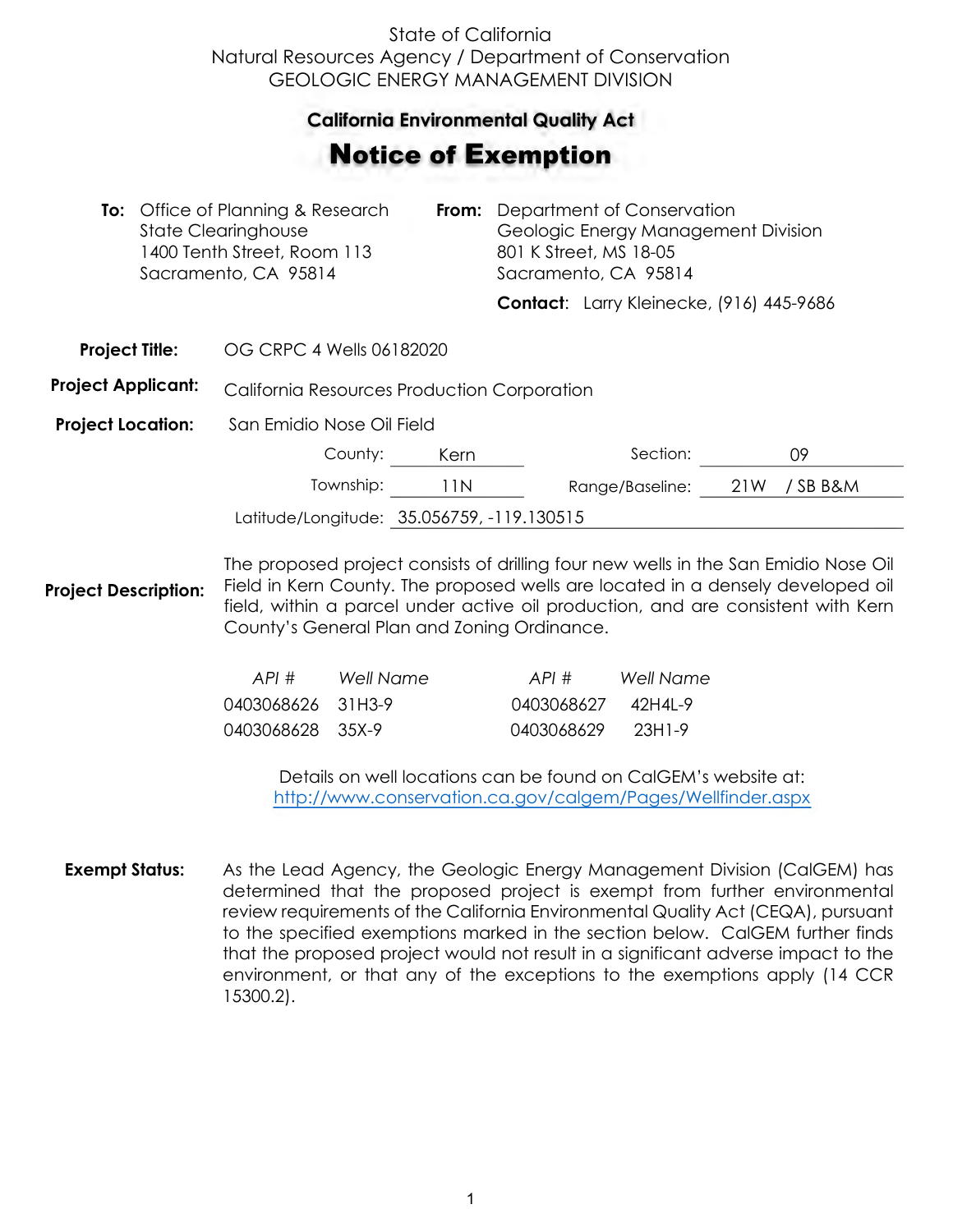State of California
Natural Resources Agency / Department of Conservation
GEOLOGIC ENERGY MANAGEMENT DIVISION

## California Environmental Quality Act

# Notice of Exemption

**To:** Office of Planning & Research
State Clearinghouse
1400 Tenth Street, Room 113
Sacramento, CA 95814

**From:** Department of Conservation
Geologic Energy Management Division
801 K Street, MS 18-05
Sacramento, CA 95814

**Contact**: Larry Kleinecke, (916) 445-9686

**Project Title:** OG CRPC 4 Wells 06182020

**Project Applicant:** California Resources Production Corporation

**Project Location:** San Emidio Nose Oil Field

County: Kern    Section: 09

Township: 11N    Range/Baseline: 21W / SB B&M

Latitude/Longitude: 35.056759, -119.130515

**Project Description:** The proposed project consists of drilling four new wells in the San Emidio Nose Oil Field in Kern County. The proposed wells are located in a densely developed oil field, within a parcel under active oil production, and are consistent with Kern County's General Plan and Zoning Ordinance.

| *API #* | *Well Name* | *API #* | *Well Name* |
|---|---|---|---|
| 0403068626 | 31H3-9 | 0403068627 | 42H4L-9 |
| 0403068628 | 35X-9 | 0403068629 | 23H1-9 |

Details on well locations can be found on CalGEM's website at:
http://www.conservation.ca.gov/calgem/Pages/Wellfinder.aspx

**Exempt Status:** As the Lead Agency, the Geologic Energy Management Division (CalGEM) has determined that the proposed project is exempt from further environmental review requirements of the California Environmental Quality Act (CEQA), pursuant to the specified exemptions marked in the section below. CalGEM further finds that the proposed project would not result in a significant adverse impact to the environment, or that any of the exceptions to the exemptions apply (14 CCR 15300.2).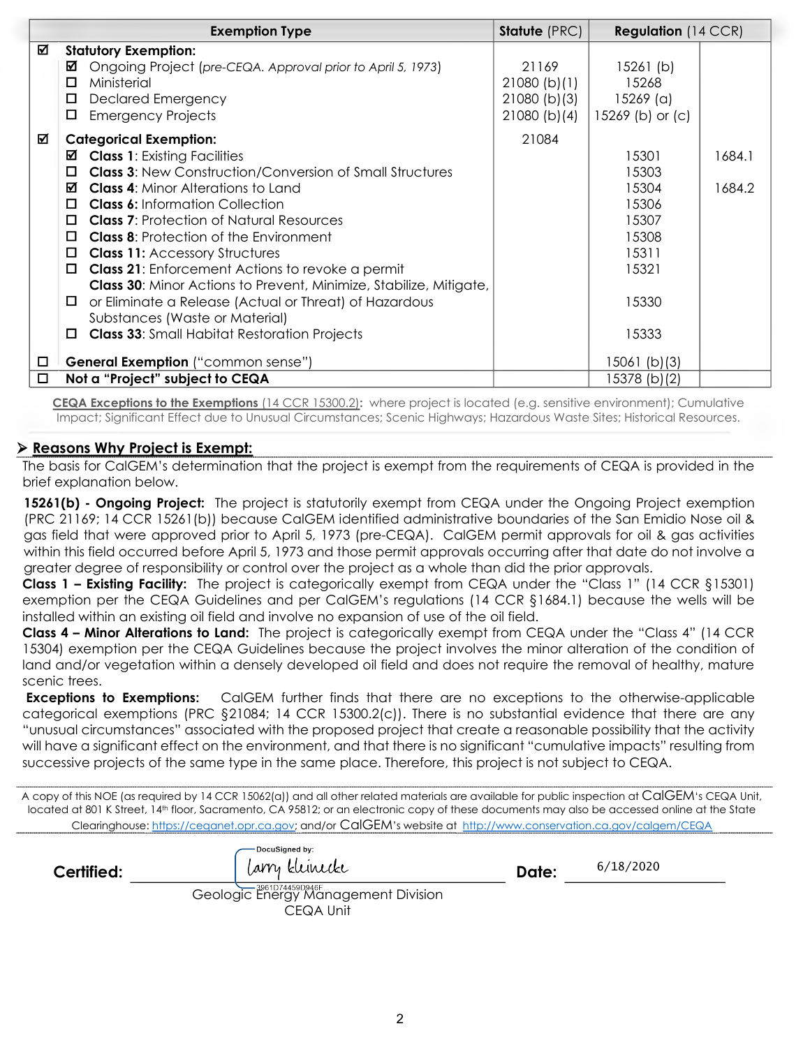| | Exemption Type | Statute (PRC) | Regulation (14 CCR) | |
|---|---|---|---|---|
| ☑ | **Statutory Exemption:** | | | |
| | ☑ Ongoing Project (*pre-CEQA. Approval prior to April 5, 1973*) | 21169 | 15261 (b) | |
| | ☐ Ministerial | 21080 (b)(1) | 15268 | |
| | ☐ Declared Emergency | 21080 (b)(3) | 15269 (a) | |
| | ☐ Emergency Projects | 21080 (b)(4) | 15269 (b) or (c) | |
| ☑ | **Categorical Exemption:** | 21084 | | |
| | ☑ **Class 1**: Existing Facilities | | 15301 | 1684.1 |
| | ☐ **Class 3**: New Construction/Conversion of Small Structures | | 15303 | |
| | ☑ **Class 4**: Minor Alterations to Land | | 15304 | 1684.2 |
| | ☐ **Class 6**: Information Collection | | 15306 | |
| | ☐ **Class 7**: Protection of Natural Resources | | 15307 | |
| | ☐ **Class 8**: Protection of the Environment | | 15308 | |
| | ☐ **Class 11:** Accessory Structures | | 15311 | |
| | ☐ **Class 21**: Enforcement Actions to revoke a permit | | 15321 | |
| | ☐ **Class 30**: Minor Actions to Prevent, Minimize, Stabilize, Mitigate, or Eliminate a Release (Actual or Threat) of Hazardous Substances (Waste or Material) | | 15330 | |
| | ☐ **Class 33**: Small Habitat Restoration Projects | | 15333 | |
| ☐ | **General Exemption** ("common sense") | | 15061 (b)(3) | |
| ☐ | **Not a "Project" subject to CEQA** | | 15378 (b)(2) | |

**CEQA Exceptions to the Exemptions** (14 CCR 15300.2)**:** where project is located (e.g. sensitive environment); Cumulative Impact; Significant Effect due to Unusual Circumstances; Scenic Highways; Hazardous Waste Sites; Historical Resources.

## ➢ Reasons Why Project is Exempt:

The basis for CalGEM's determination that the project is exempt from the requirements of CEQA is provided in the brief explanation below.

**15261(b) - Ongoing Project:** The project is statutorily exempt from CEQA under the Ongoing Project exemption (PRC 21169; 14 CCR 15261(b)) because CalGEM identified administrative boundaries of the San Emidio Nose oil & gas field that were approved prior to April 5, 1973 (pre-CEQA). CalGEM permit approvals for oil & gas activities within this field occurred before April 5, 1973 and those permit approvals occurring after that date do not involve a greater degree of responsibility or control over the project as a whole than did the prior approvals.

**Class 1 – Existing Facility:** The project is categorically exempt from CEQA under the "Class 1" (14 CCR §15301) exemption per the CEQA Guidelines and per CalGEM's regulations (14 CCR §1684.1) because the wells will be installed within an existing oil field and involve no expansion of use of the oil field.

**Class 4 – Minor Alterations to Land:** The project is categorically exempt from CEQA under the "Class 4" (14 CCR 15304) exemption per the CEQA Guidelines because the project involves the minor alteration of the condition of land and/or vegetation within a densely developed oil field and does not require the removal of healthy, mature scenic trees.

**Exceptions to Exemptions:** CalGEM further finds that there are no exceptions to the otherwise-applicable categorical exemptions (PRC §21084; 14 CCR 15300.2(c)). There is no substantial evidence that there are any "unusual circumstances" associated with the proposed project that create a reasonable possibility that the activity will have a significant effect on the environment, and that there is no significant "cumulative impacts" resulting from successive projects of the same type in the same place. Therefore, this project is not subject to CEQA.

A copy of this NOE (as required by 14 CCR 15062(a)) and all other related materials are available for public inspection at CalGEM's CEQA Unit, located at 801 K Street, 14th floor, Sacramento, CA 95812; or an electronic copy of these documents may also be accessed online at the State Clearinghouse: https://ceqanet.opr.ca.gov; and/or CalGEM's website at http://www.conservation.ca.gov/calgem/CEQA

**Certified:** DocuSigned by: Larry Kleinecke 3961D74459D946F
Geologic Energy Management Division
CEQA Unit

**Date:** 6/18/2020